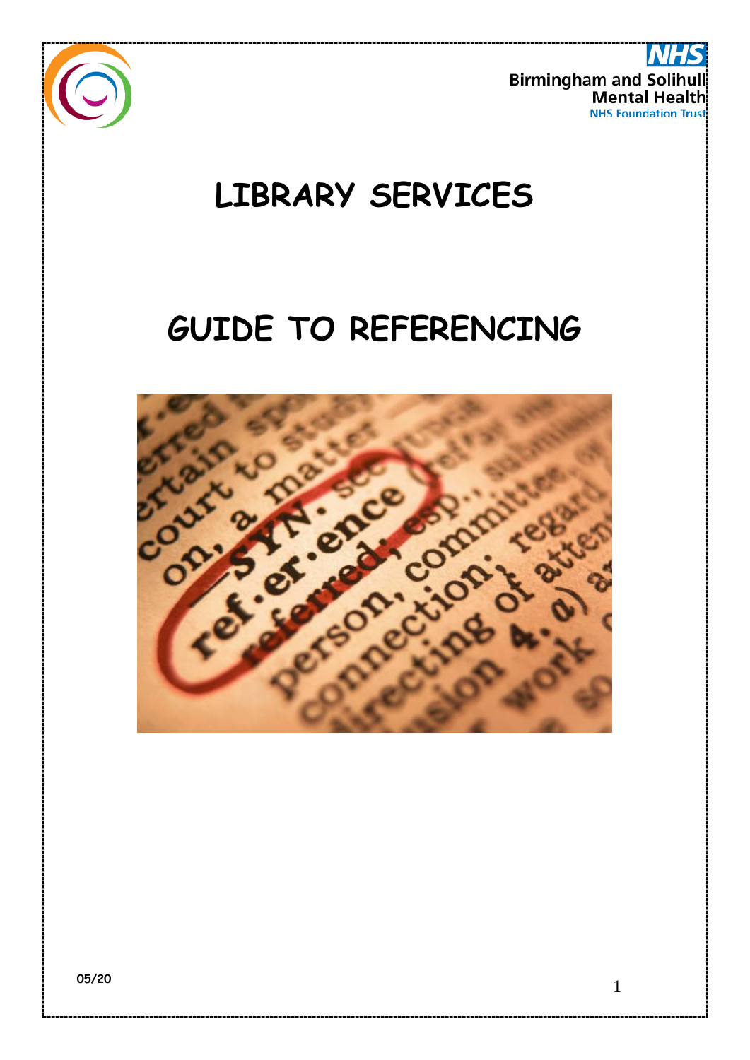Birmingham and Solihull Mental Health NHS Foundation Trust

# LIBRARY SERVICES

# GUIDE TO REFERENCING

05/20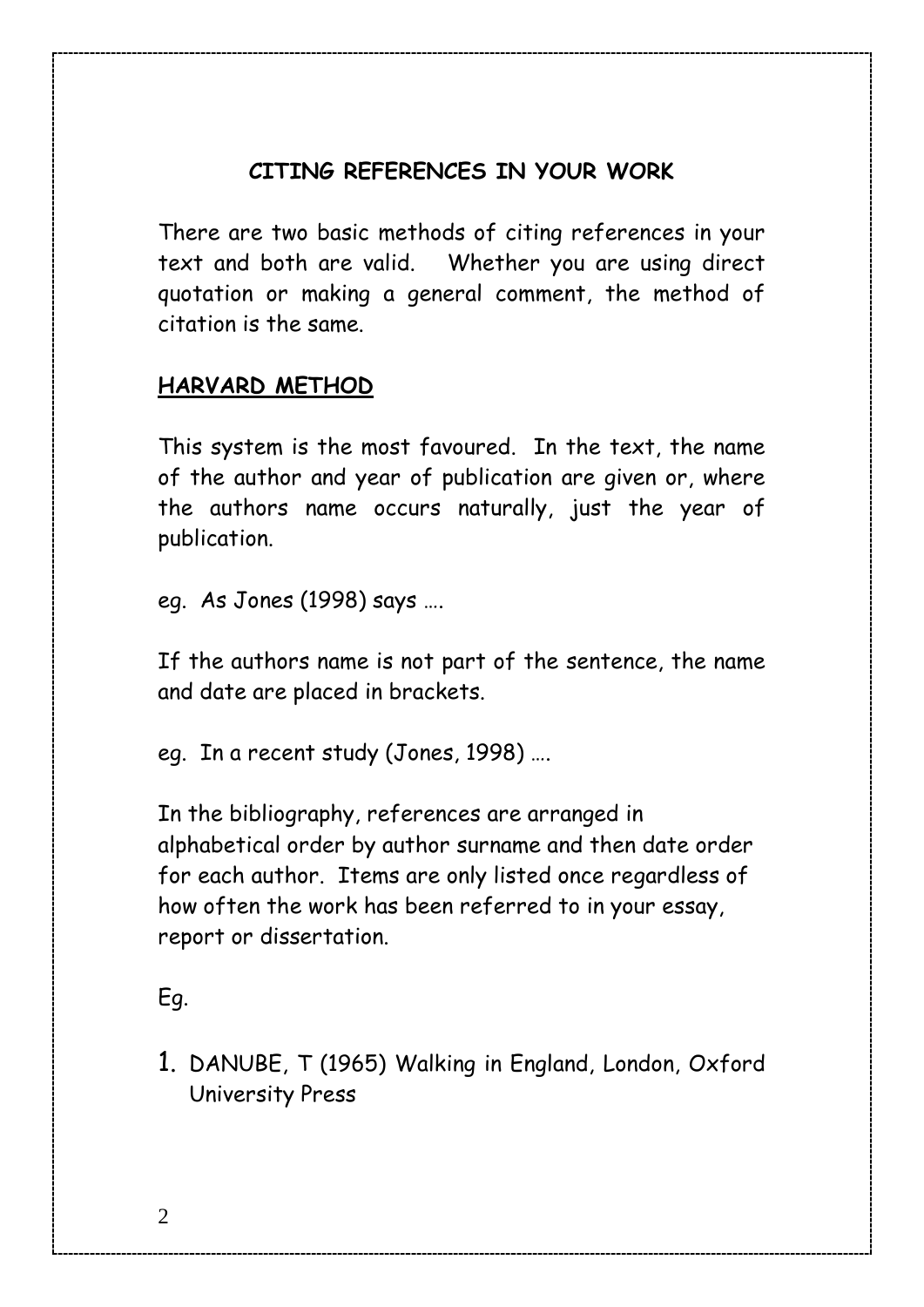## CITING REFERENCES IN YOUR WORK

There are two basic methods of citing references in your text and both are valid. Whether you are using direct quotation or making a general comment, the method of citation is the same.

### HARVARD METHOD

This system is the most favoured. In the text, the name of the author and year of publication are given or, where the authors name occurs naturally, just the year of publication.

eg. As Jones (1998) says ….

If the authors name is not part of the sentence, the name and date are placed in brackets.

eg. In a recent study (Jones, 1998) ….

In the bibliography, references are arranged in alphabetical order by author surname and then date order for each author. Items are only listed once regardless of how often the work has been referred to in your essay, report or dissertation.

Eg.

1. DANUBE, T (1965) Walking in England, London, Oxford University Press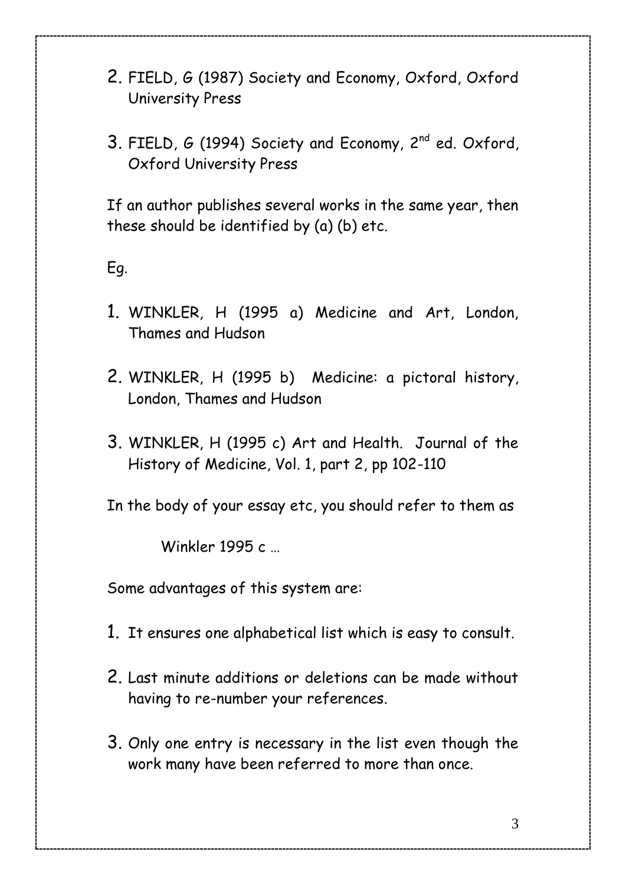2. FIELD, G (1987) Society and Economy, Oxford, Oxford University Press

3. FIELD, G (1994) Society and Economy, 2nd ed. Oxford, Oxford University Press

If an author publishes several works in the same year, then these should be identified by (a) (b) etc.

Eg.

1. WINKLER, H (1995 a) Medicine and Art, London, Thames and Hudson

2. WINKLER, H (1995 b) Medicine: a pictoral history, London, Thames and Hudson

3. WINKLER, H (1995 c) Art and Health. Journal of the History of Medicine, Vol. 1, part 2, pp 102-110

In the body of your essay etc, you should refer to them as

Winkler 1995 c …

Some advantages of this system are:

1. It ensures one alphabetical list which is easy to consult.

2. Last minute additions or deletions can be made without having to re-number your references.

3. Only one entry is necessary in the list even though the work many have been referred to more than once.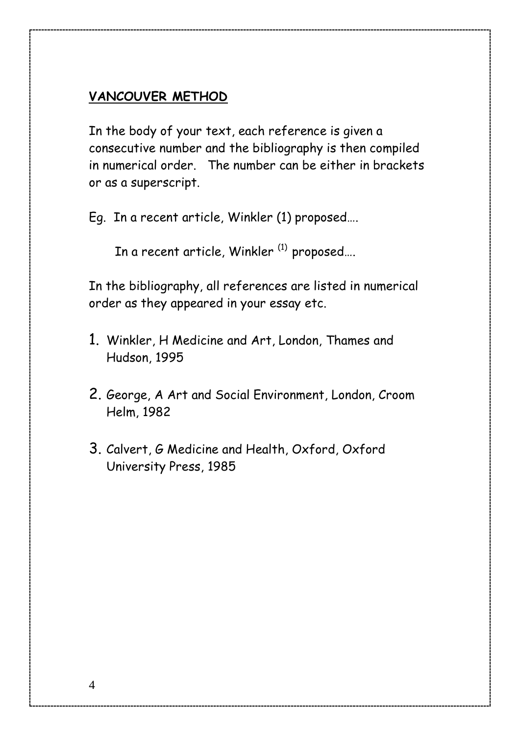## **VANCOUVER METHOD**

In the body of your text, each reference is given a consecutive number and the bibliography is then compiled in numerical order. The number can be either in brackets or as a superscript.

Eg. In a recent article, Winkler (1) proposed….

In a recent article, Winkler [(1)] proposed….

In the bibliography, all references are listed in numerical order as they appeared in your essay etc.

1. Winkler, H Medicine and Art, London, Thames and Hudson, 1995

2. George, A Art and Social Environment, London, Croom Helm, 1982

3. Calvert, G Medicine and Health, Oxford, Oxford University Press, 1985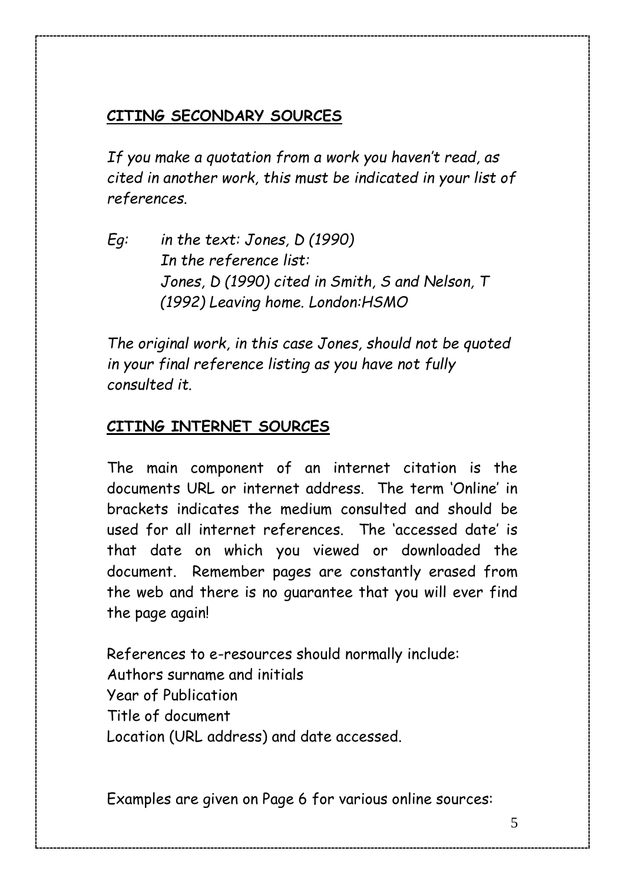## **CITING SECONDARY SOURCES**

*If you make a quotation from a work you haven't read, as cited in another work, this must be indicated in your list of references.*

*Eg: in the text: Jones, D (1990)*
*In the reference list:*
*Jones, D (1990) cited in Smith, S and Nelson, T (1992) Leaving home. London:HSMO*

*The original work, in this case Jones, should not be quoted in your final reference listing as you have not fully consulted it.*

## **CITING INTERNET SOURCES**

The main component of an internet citation is the documents URL or internet address. The term 'Online' in brackets indicates the medium consulted and should be used for all internet references. The 'accessed date' is that date on which you viewed or downloaded the document. Remember pages are constantly erased from the web and there is no guarantee that you will ever find the page again!

References to e-resources should normally include:
Authors surname and initials
Year of Publication
Title of document
Location (URL address) and date accessed.

Examples are given on Page 6 for various online sources: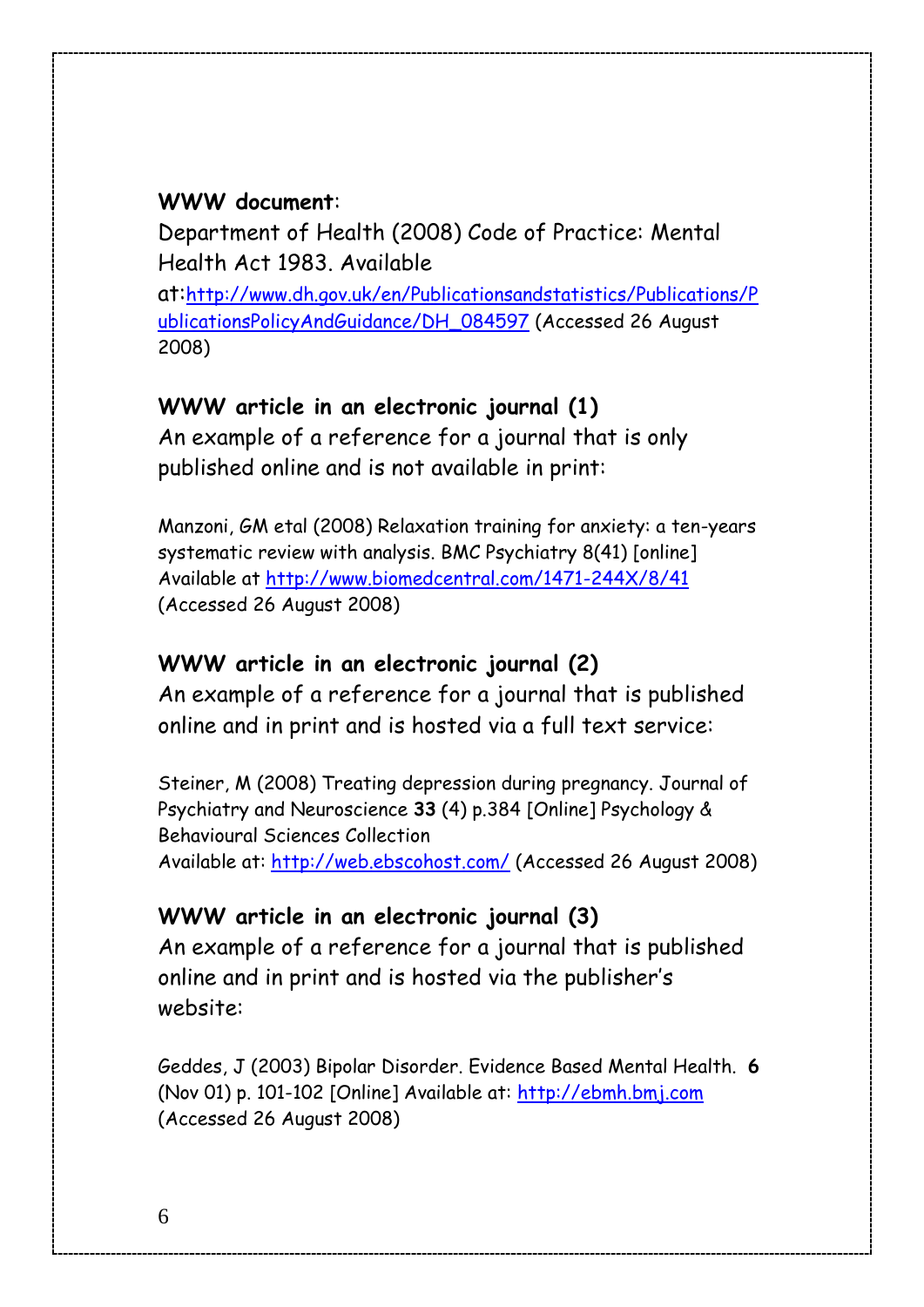**WWW document**:

Department of Health (2008) Code of Practice: Mental Health Act 1983. Available at:http://www.dh.gov.uk/en/Publicationsandstatistics/Publications/PublicationsPolicyAndGuidance/DH_084597 (Accessed 26 August 2008)

**WWW article in an electronic journal (1)**

An example of a reference for a journal that is only published online and is not available in print:

Manzoni, GM etal (2008) Relaxation training for anxiety: a ten-years systematic review with analysis. BMC Psychiatry 8(41) [online] Available at http://www.biomedcentral.com/1471-244X/8/41 (Accessed 26 August 2008)

**WWW article in an electronic journal (2)**

An example of a reference for a journal that is published online and in print and is hosted via a full text service:

Steiner, M (2008) Treating depression during pregnancy. Journal of Psychiatry and Neuroscience **33** (4) p.384 [Online] Psychology & Behavioural Sciences Collection
Available at: http://web.ebscohost.com/ (Accessed 26 August 2008)

**WWW article in an electronic journal (3)**

An example of a reference for a journal that is published online and in print and is hosted via the publisher's website:

Geddes, J (2003) Bipolar Disorder. Evidence Based Mental Health. **6** (Nov 01) p. 101-102 [Online] Available at: http://ebmh.bmj.com (Accessed 26 August 2008)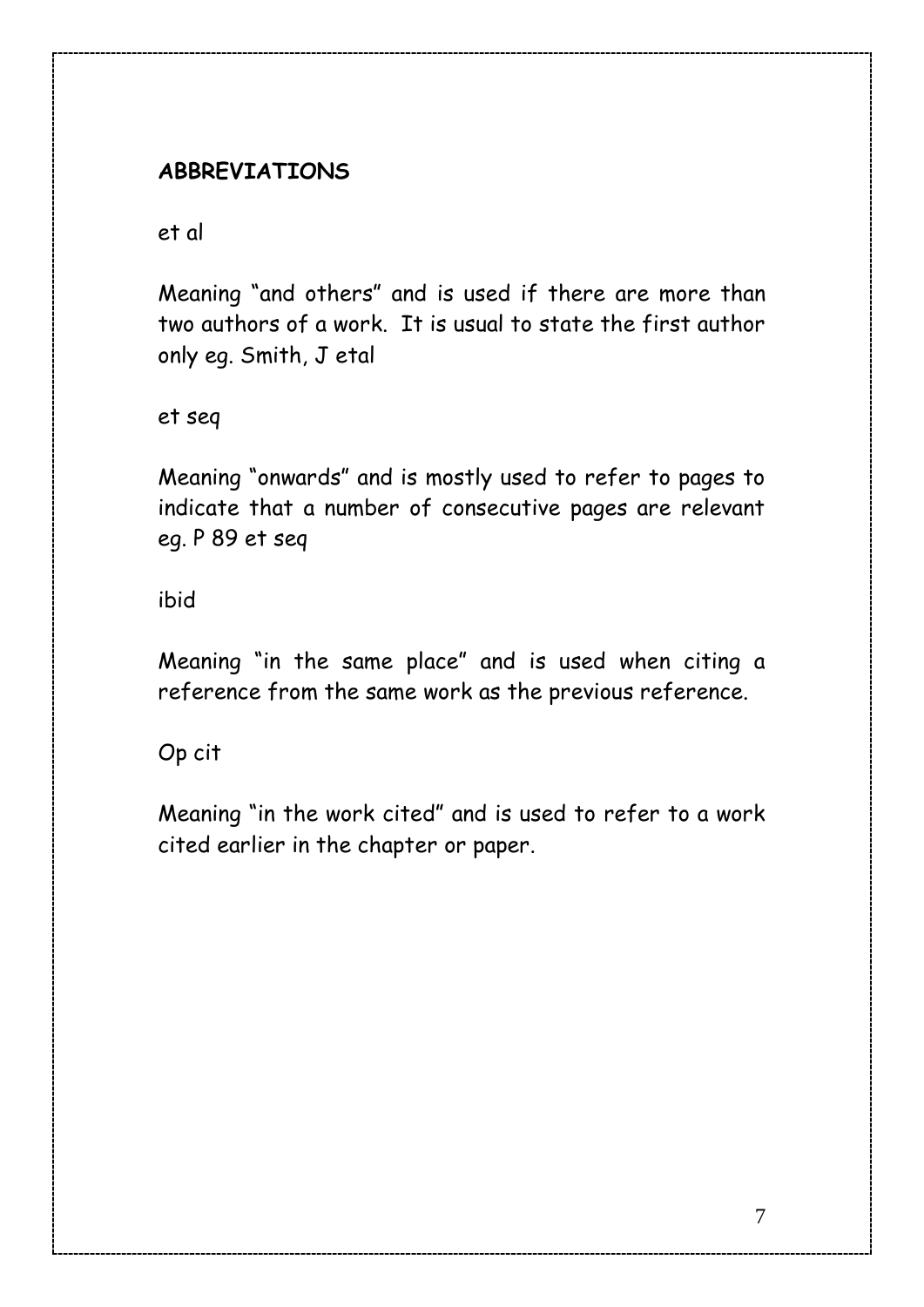**ABBREVIATIONS**

et al

Meaning "and others" and is used if there are more than two authors of a work. It is usual to state the first author only eg. Smith, J etal

et seq

Meaning "onwards" and is mostly used to refer to pages to indicate that a number of consecutive pages are relevant eg. P 89 et seq

ibid

Meaning "in the same place" and is used when citing a reference from the same work as the previous reference.

Op cit

Meaning "in the work cited" and is used to refer to a work cited earlier in the chapter or paper.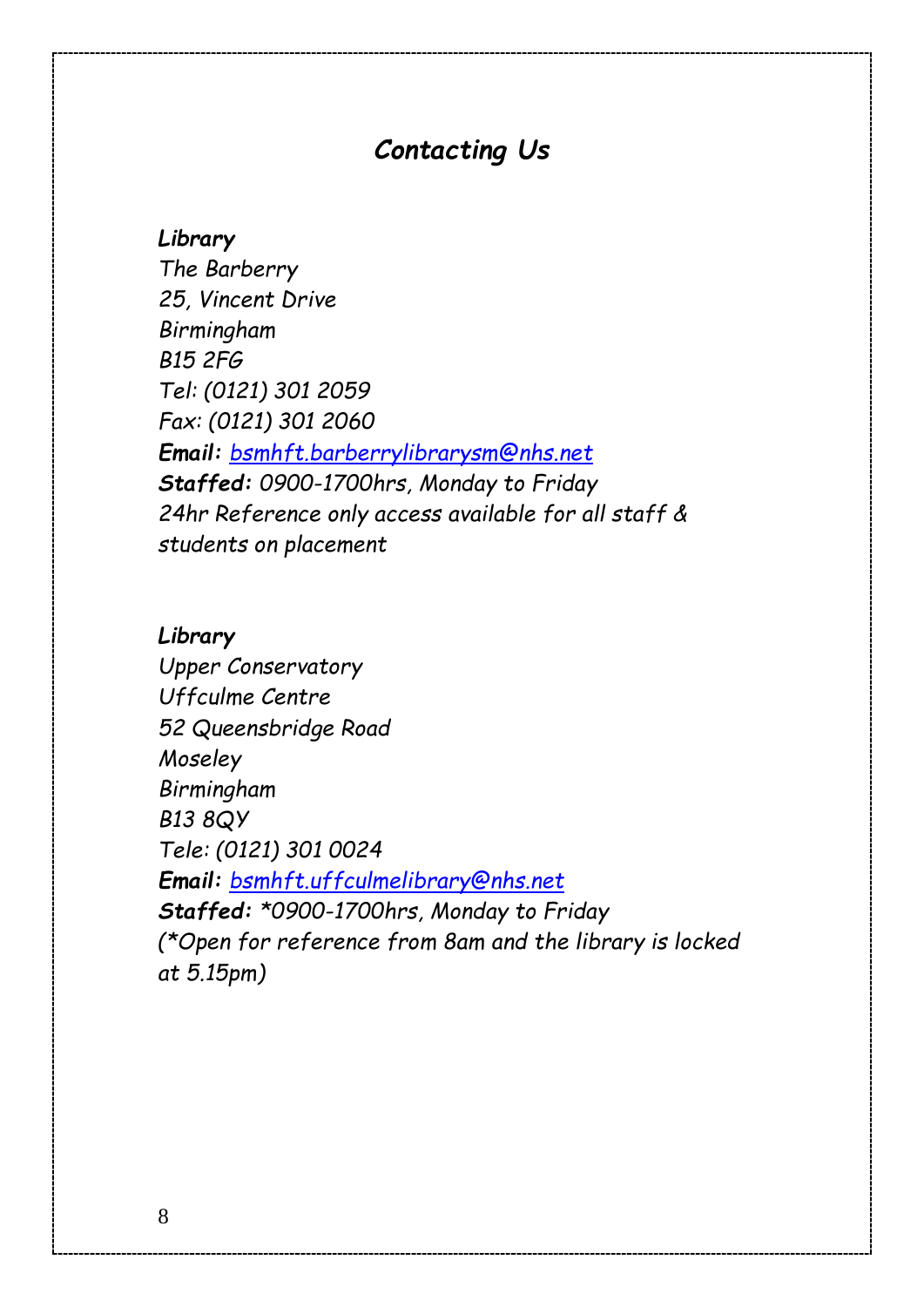# *Contacting Us*

***Library***
*The Barberry*
*25, Vincent Drive*
*Birmingham*
*B15 2FG*
*Tel: (0121) 301 2059*
*Fax: (0121) 301 2060*
***Email:*** *bsmhft.barberrylibrarysm@nhs.net*
***Staffed:*** *0900-1700hrs, Monday to Friday*
*24hr Reference only access available for all staff & students on placement*

***Library***
*Upper Conservatory*
*Uffculme Centre*
*52 Queensbridge Road*
*Moseley*
*Birmingham*
*B13 8QY*
*Tele: (0121) 301 0024*
***Email:*** *bsmhft.uffculmelibrary@nhs.net*
***Staffed:*** *\*0900-1700hrs, Monday to Friday*
*(\*Open for reference from 8am and the library is locked at 5.15pm)*